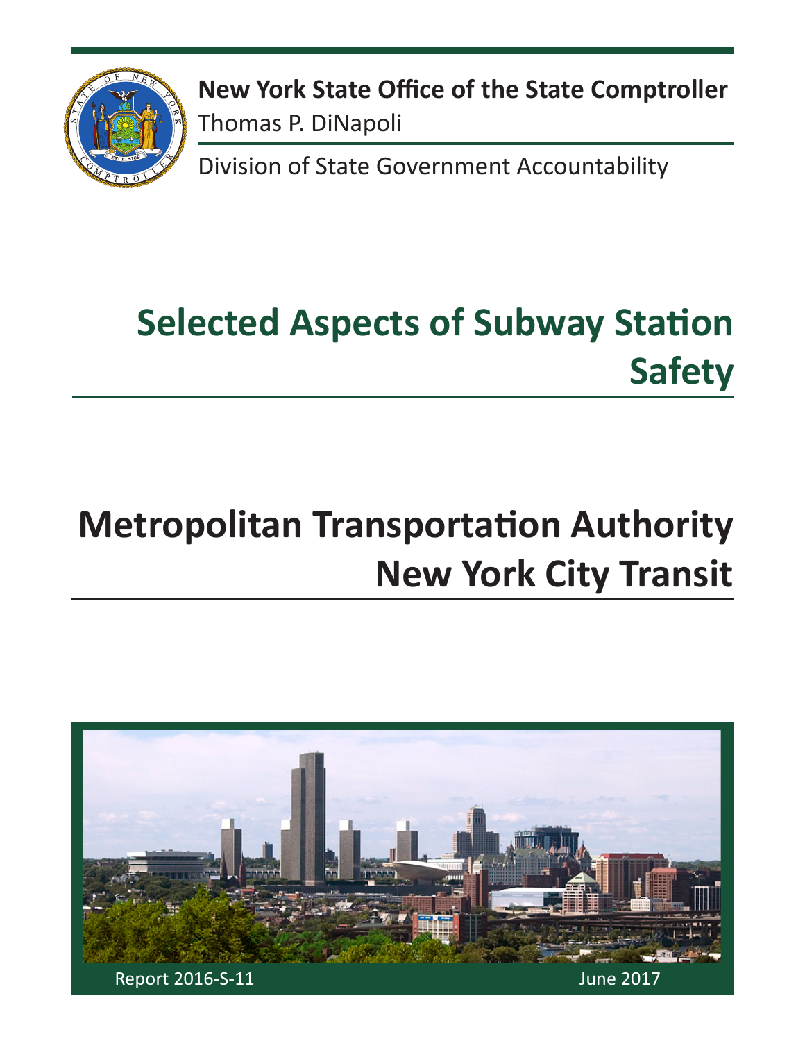**New York State Office of the State Comptroller**
Thomas P. DiNapoli

Division of State Government Accountability

# Selected Aspects of Subway Station Safety

# Metropolitan Transportation Authority New York City Transit

Report 2016-S-11

June 2017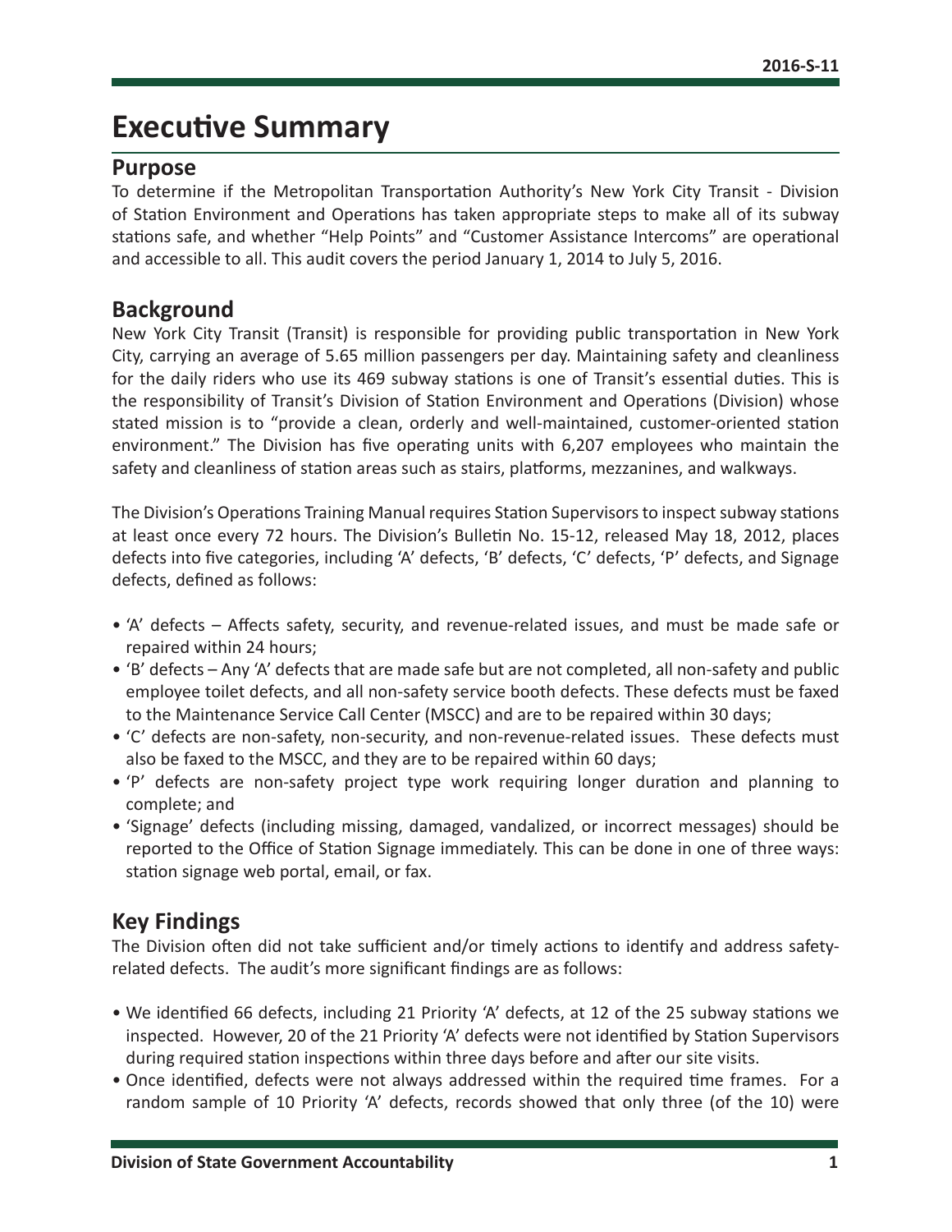# Executive Summary

## Purpose

To determine if the Metropolitan Transportation Authority's New York City Transit - Division of Station Environment and Operations has taken appropriate steps to make all of its subway stations safe, and whether "Help Points" and "Customer Assistance Intercoms" are operational and accessible to all. This audit covers the period January 1, 2014 to July 5, 2016.

## Background

New York City Transit (Transit) is responsible for providing public transportation in New York City, carrying an average of 5.65 million passengers per day. Maintaining safety and cleanliness for the daily riders who use its 469 subway stations is one of Transit's essential duties. This is the responsibility of Transit's Division of Station Environment and Operations (Division) whose stated mission is to "provide a clean, orderly and well-maintained, customer-oriented station environment." The Division has five operating units with 6,207 employees who maintain the safety and cleanliness of station areas such as stairs, platforms, mezzanines, and walkways.

The Division's Operations Training Manual requires Station Supervisors to inspect subway stations at least once every 72 hours. The Division's Bulletin No. 15-12, released May 18, 2012, places defects into five categories, including 'A' defects, 'B' defects, 'C' defects, 'P' defects, and Signage defects, defined as follows:

- 'A' defects – Affects safety, security, and revenue-related issues, and must be made safe or repaired within 24 hours;
- 'B' defects – Any 'A' defects that are made safe but are not completed, all non-safety and public employee toilet defects, and all non-safety service booth defects. These defects must be faxed to the Maintenance Service Call Center (MSCC) and are to be repaired within 30 days;
- 'C' defects are non-safety, non-security, and non-revenue-related issues. These defects must also be faxed to the MSCC, and they are to be repaired within 60 days;
- 'P' defects are non-safety project type work requiring longer duration and planning to complete; and
- 'Signage' defects (including missing, damaged, vandalized, or incorrect messages) should be reported to the Office of Station Signage immediately. This can be done in one of three ways: station signage web portal, email, or fax.

## Key Findings

The Division often did not take sufficient and/or timely actions to identify and address safety-related defects. The audit's more significant findings are as follows:

- We identified 66 defects, including 21 Priority 'A' defects, at 12 of the 25 subway stations we inspected. However, 20 of the 21 Priority 'A' defects were not identified by Station Supervisors during required station inspections within three days before and after our site visits.
- Once identified, defects were not always addressed within the required time frames. For a random sample of 10 Priority 'A' defects, records showed that only three (of the 10) were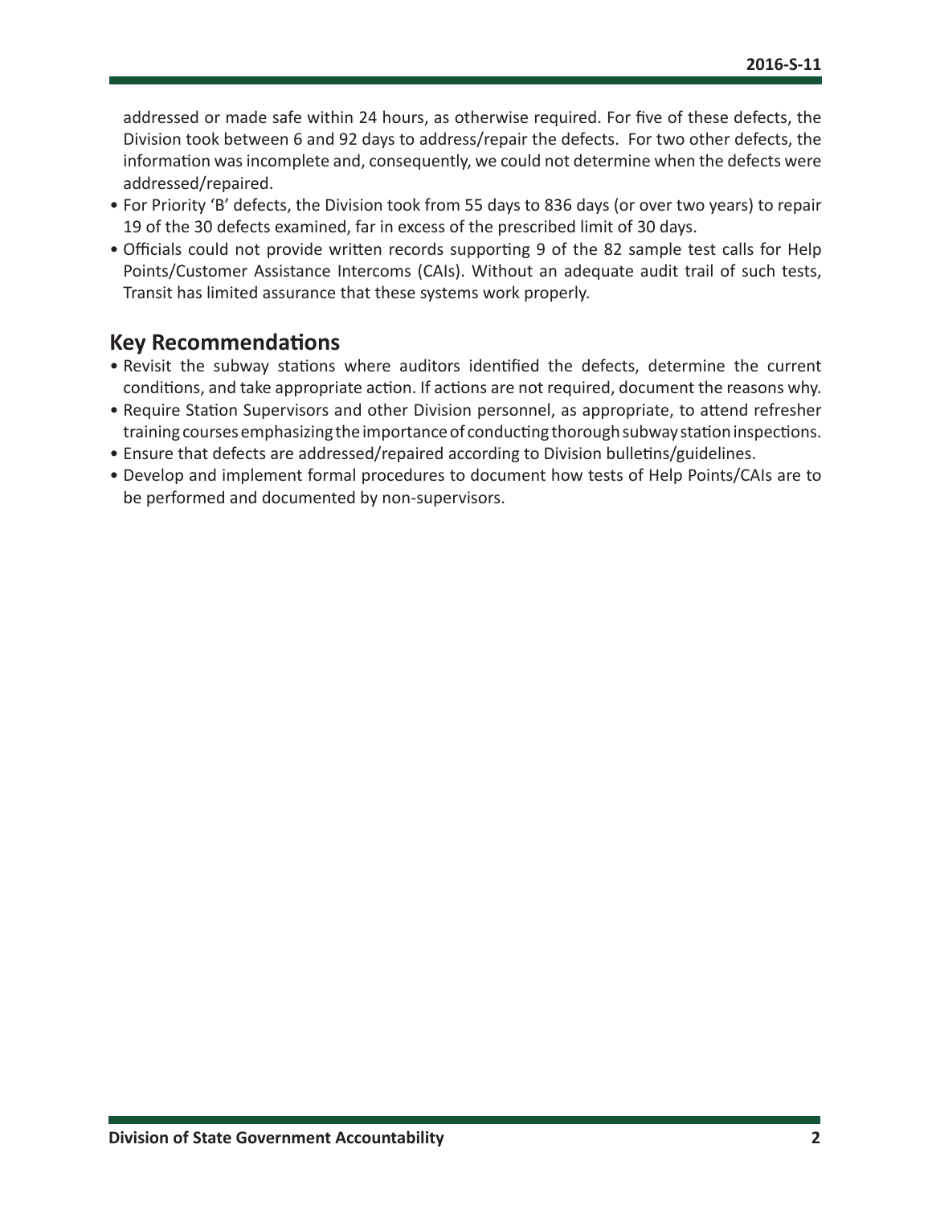addressed or made safe within 24 hours, as otherwise required. For five of these defects, the Division took between 6 and 92 days to address/repair the defects. For two other defects, the information was incomplete and, consequently, we could not determine when the defects were addressed/repaired.

- For Priority 'B' defects, the Division took from 55 days to 836 days (or over two years) to repair 19 of the 30 defects examined, far in excess of the prescribed limit of 30 days.
- Officials could not provide written records supporting 9 of the 82 sample test calls for Help Points/Customer Assistance Intercoms (CAIs). Without an adequate audit trail of such tests, Transit has limited assurance that these systems work properly.

## Key Recommendations

- Revisit the subway stations where auditors identified the defects, determine the current conditions, and take appropriate action. If actions are not required, document the reasons why.
- Require Station Supervisors and other Division personnel, as appropriate, to attend refresher training courses emphasizing the importance of conducting thorough subway station inspections.
- Ensure that defects are addressed/repaired according to Division bulletins/guidelines.
- Develop and implement formal procedures to document how tests of Help Points/CAIs are to be performed and documented by non-supervisors.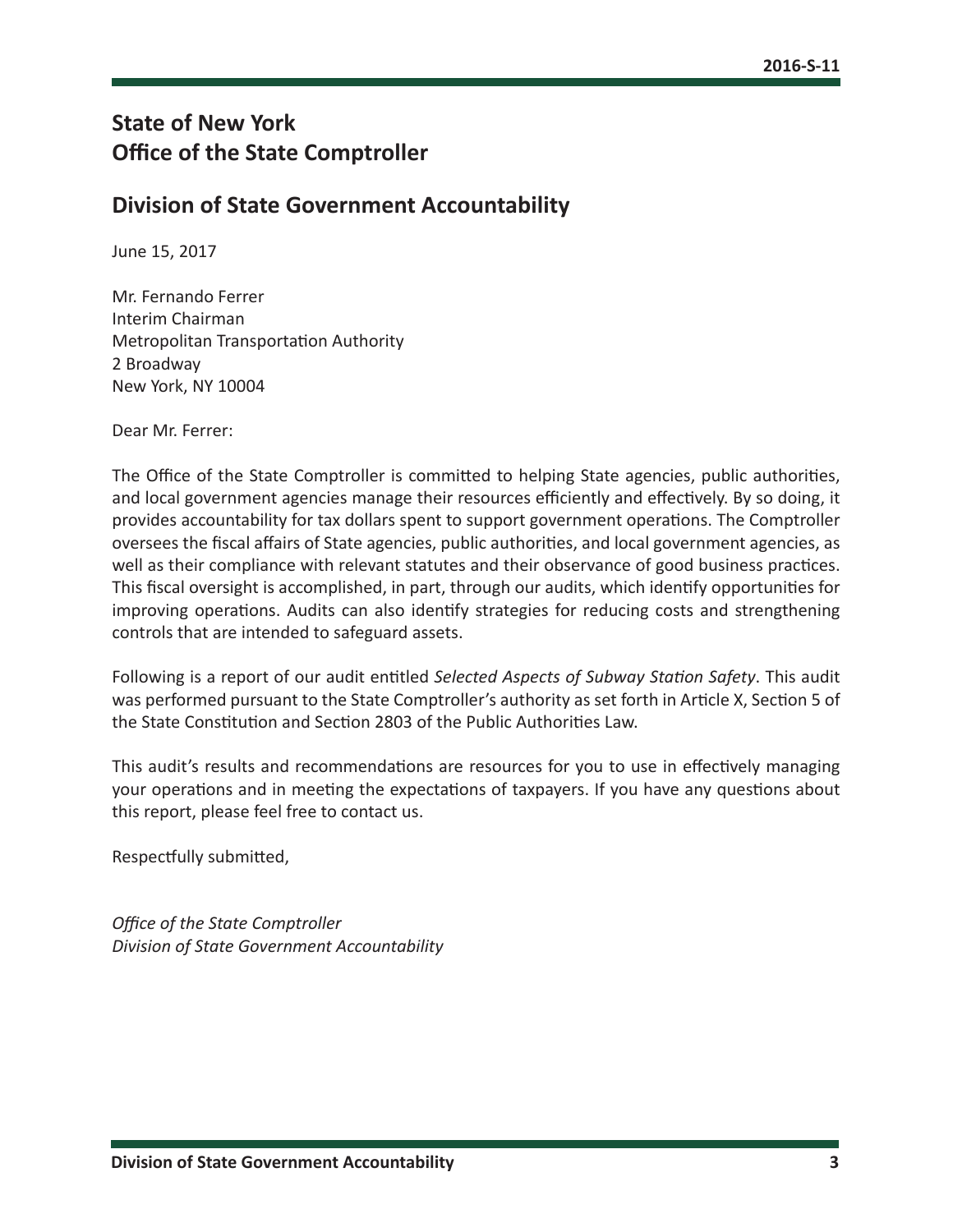# State of New York
# Office of the State Comptroller

## Division of State Government Accountability

June 15, 2017

Mr. Fernando Ferrer
Interim Chairman
Metropolitan Transportation Authority
2 Broadway
New York, NY 10004

Dear Mr. Ferrer:

The Office of the State Comptroller is committed to helping State agencies, public authorities, and local government agencies manage their resources efficiently and effectively. By so doing, it provides accountability for tax dollars spent to support government operations. The Comptroller oversees the fiscal affairs of State agencies, public authorities, and local government agencies, as well as their compliance with relevant statutes and their observance of good business practices. This fiscal oversight is accomplished, in part, through our audits, which identify opportunities for improving operations. Audits can also identify strategies for reducing costs and strengthening controls that are intended to safeguard assets.

Following is a report of our audit entitled *Selected Aspects of Subway Station Safety*. This audit was performed pursuant to the State Comptroller's authority as set forth in Article X, Section 5 of the State Constitution and Section 2803 of the Public Authorities Law.

This audit's results and recommendations are resources for you to use in effectively managing your operations and in meeting the expectations of taxpayers. If you have any questions about this report, please feel free to contact us.

Respectfully submitted,

*Office of the State Comptroller*
*Division of State Government Accountability*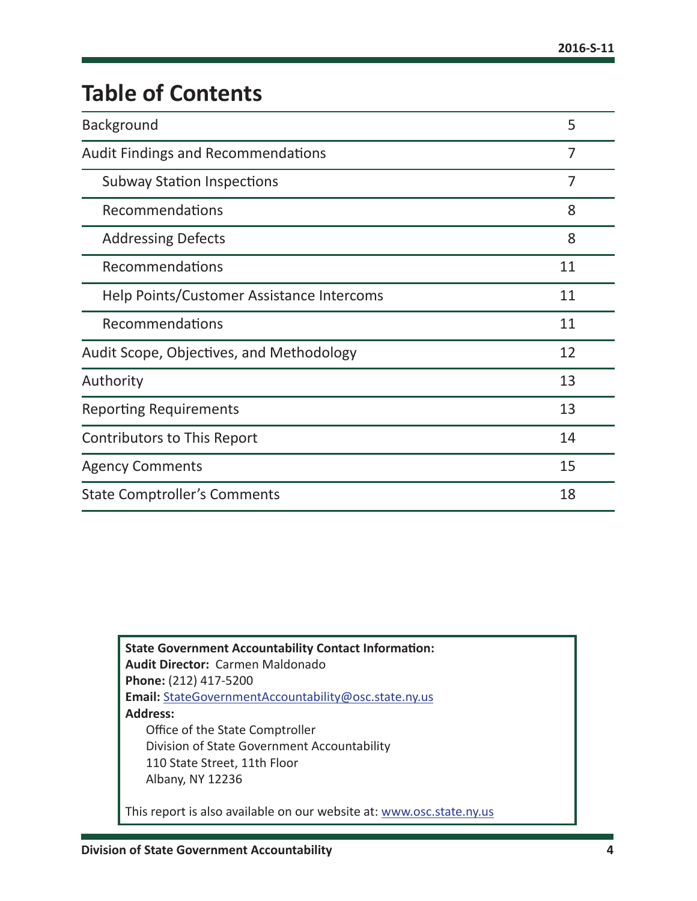# Table of Contents

| | |
|---|---|
| Background | 5 |
| Audit Findings and Recommendations | 7 |
| Subway Station Inspections | 7 |
| Recommendations | 8 |
| Addressing Defects | 8 |
| Recommendations | 11 |
| Help Points/Customer Assistance Intercoms | 11 |
| Recommendations | 11 |
| Audit Scope, Objectives, and Methodology | 12 |
| Authority | 13 |
| Reporting Requirements | 13 |
| Contributors to This Report | 14 |
| Agency Comments | 15 |
| State Comptroller's Comments | 18 |

**State Government Accountability Contact Information:**
**Audit Director:** Carmen Maldonado
**Phone:** (212) 417-5200
**Email:** StateGovernmentAccountability@osc.state.ny.us
**Address:**
Office of the State Comptroller
Division of State Government Accountability
110 State Street, 11th Floor
Albany, NY 12236

This report is also available on our website at: www.osc.state.ny.us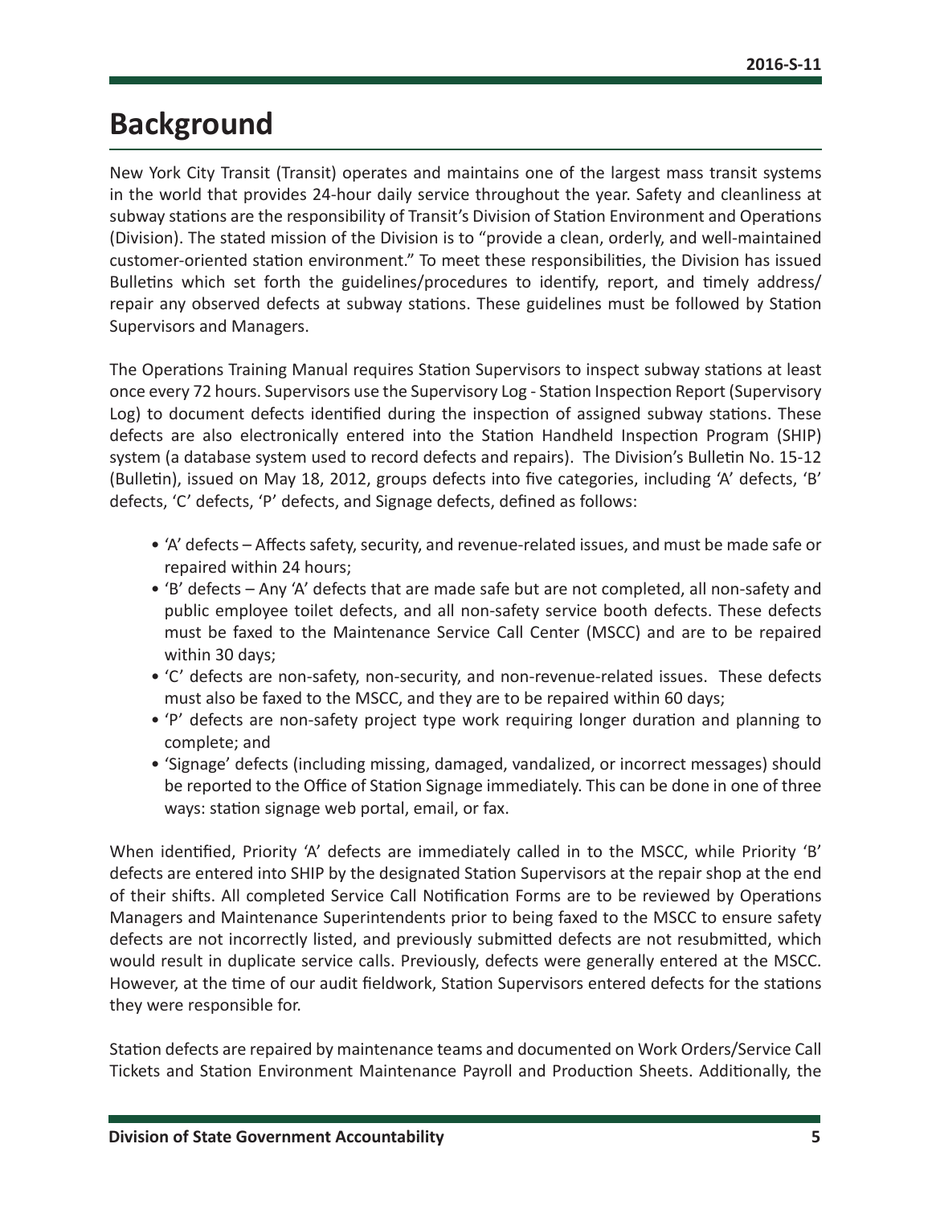# Background

New York City Transit (Transit) operates and maintains one of the largest mass transit systems in the world that provides 24-hour daily service throughout the year. Safety and cleanliness at subway stations are the responsibility of Transit's Division of Station Environment and Operations (Division). The stated mission of the Division is to "provide a clean, orderly, and well-maintained customer-oriented station environment." To meet these responsibilities, the Division has issued Bulletins which set forth the guidelines/procedures to identify, report, and timely address/repair any observed defects at subway stations. These guidelines must be followed by Station Supervisors and Managers.

The Operations Training Manual requires Station Supervisors to inspect subway stations at least once every 72 hours. Supervisors use the Supervisory Log - Station Inspection Report (Supervisory Log) to document defects identified during the inspection of assigned subway stations. These defects are also electronically entered into the Station Handheld Inspection Program (SHIP) system (a database system used to record defects and repairs). The Division's Bulletin No. 15-12 (Bulletin), issued on May 18, 2012, groups defects into five categories, including 'A' defects, 'B' defects, 'C' defects, 'P' defects, and Signage defects, defined as follows:

- 'A' defects – Affects safety, security, and revenue-related issues, and must be made safe or repaired within 24 hours;
- 'B' defects – Any 'A' defects that are made safe but are not completed, all non-safety and public employee toilet defects, and all non-safety service booth defects. These defects must be faxed to the Maintenance Service Call Center (MSCC) and are to be repaired within 30 days;
- 'C' defects are non-safety, non-security, and non-revenue-related issues. These defects must also be faxed to the MSCC, and they are to be repaired within 60 days;
- 'P' defects are non-safety project type work requiring longer duration and planning to complete; and
- 'Signage' defects (including missing, damaged, vandalized, or incorrect messages) should be reported to the Office of Station Signage immediately. This can be done in one of three ways: station signage web portal, email, or fax.

When identified, Priority 'A' defects are immediately called in to the MSCC, while Priority 'B' defects are entered into SHIP by the designated Station Supervisors at the repair shop at the end of their shifts. All completed Service Call Notification Forms are to be reviewed by Operations Managers and Maintenance Superintendents prior to being faxed to the MSCC to ensure safety defects are not incorrectly listed, and previously submitted defects are not resubmitted, which would result in duplicate service calls. Previously, defects were generally entered at the MSCC. However, at the time of our audit fieldwork, Station Supervisors entered defects for the stations they were responsible for.

Station defects are repaired by maintenance teams and documented on Work Orders/Service Call Tickets and Station Environment Maintenance Payroll and Production Sheets. Additionally, the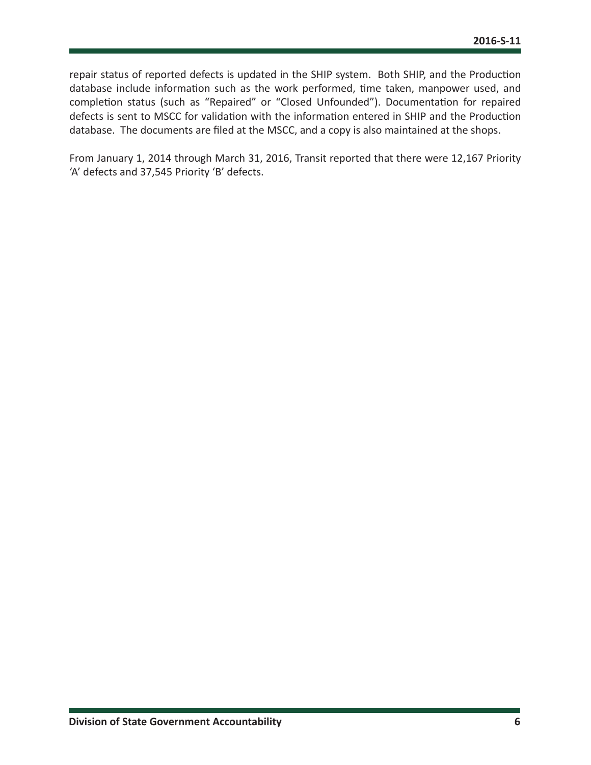repair status of reported defects is updated in the SHIP system. Both SHIP, and the Production database include information such as the work performed, time taken, manpower used, and completion status (such as "Repaired" or "Closed Unfounded"). Documentation for repaired defects is sent to MSCC for validation with the information entered in SHIP and the Production database. The documents are filed at the MSCC, and a copy is also maintained at the shops.

From January 1, 2014 through March 31, 2016, Transit reported that there were 12,167 Priority 'A' defects and 37,545 Priority 'B' defects.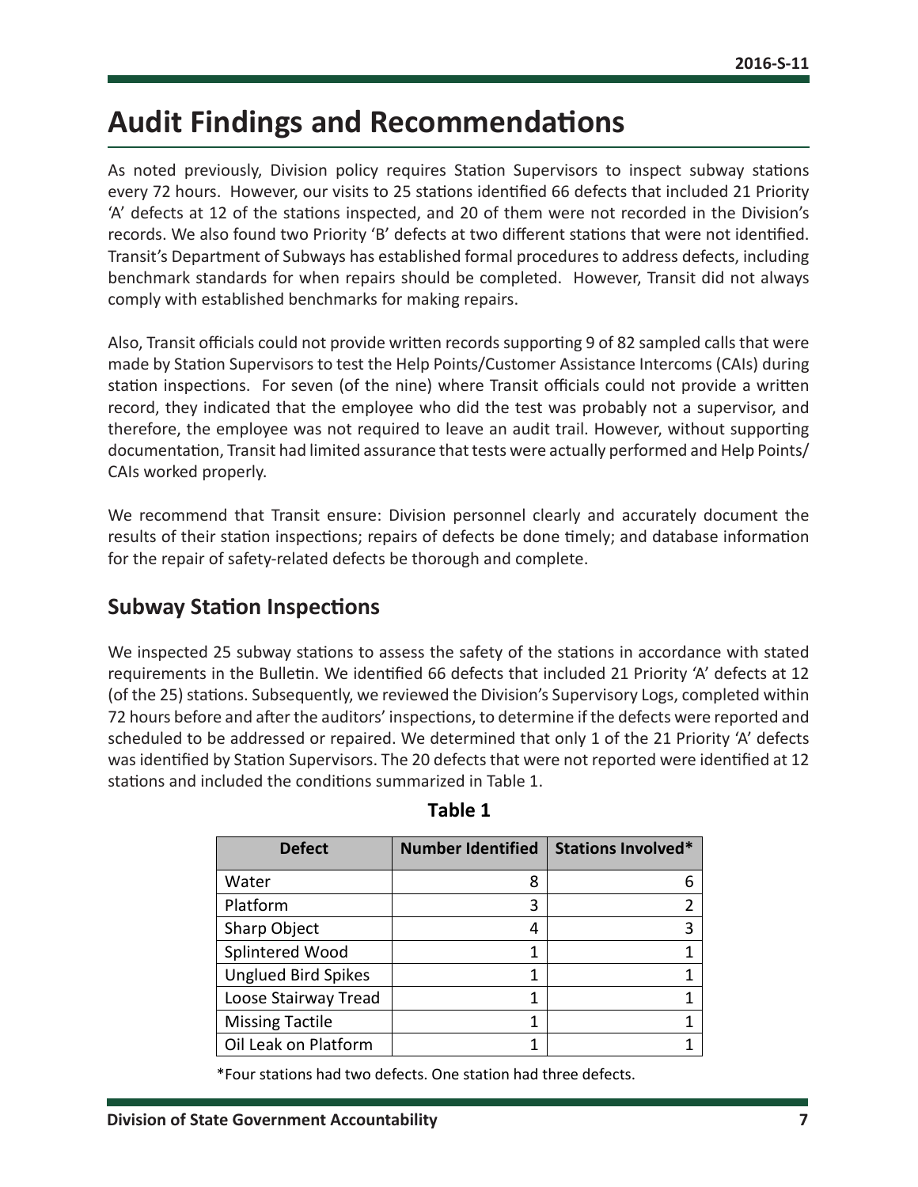# Audit Findings and Recommendations

As noted previously, Division policy requires Station Supervisors to inspect subway stations every 72 hours. However, our visits to 25 stations identified 66 defects that included 21 Priority 'A' defects at 12 of the stations inspected, and 20 of them were not recorded in the Division's records. We also found two Priority 'B' defects at two different stations that were not identified. Transit's Department of Subways has established formal procedures to address defects, including benchmark standards for when repairs should be completed. However, Transit did not always comply with established benchmarks for making repairs.

Also, Transit officials could not provide written records supporting 9 of 82 sampled calls that were made by Station Supervisors to test the Help Points/Customer Assistance Intercoms (CAIs) during station inspections. For seven (of the nine) where Transit officials could not provide a written record, they indicated that the employee who did the test was probably not a supervisor, and therefore, the employee was not required to leave an audit trail. However, without supporting documentation, Transit had limited assurance that tests were actually performed and Help Points/CAIs worked properly.

We recommend that Transit ensure: Division personnel clearly and accurately document the results of their station inspections; repairs of defects be done timely; and database information for the repair of safety-related defects be thorough and complete.

## Subway Station Inspections

We inspected 25 subway stations to assess the safety of the stations in accordance with stated requirements in the Bulletin. We identified 66 defects that included 21 Priority 'A' defects at 12 (of the 25) stations. Subsequently, we reviewed the Division's Supervisory Logs, completed within 72 hours before and after the auditors' inspections, to determine if the defects were reported and scheduled to be addressed or repaired. We determined that only 1 of the 21 Priority 'A' defects was identified by Station Supervisors. The 20 defects that were not reported were identified at 12 stations and included the conditions summarized in Table 1.

**Table 1**

| Defect | Number Identified | Stations Involved* |
|---|---|---|
| Water | 8 | 6 |
| Platform | 3 | 2 |
| Sharp Object | 4 | 3 |
| Splintered Wood | 1 | 1 |
| Unglued Bird Spikes | 1 | 1 |
| Loose Stairway Tread | 1 | 1 |
| Missing Tactile | 1 | 1 |
| Oil Leak on Platform | 1 | 1 |

*Four stations had two defects. One station had three defects.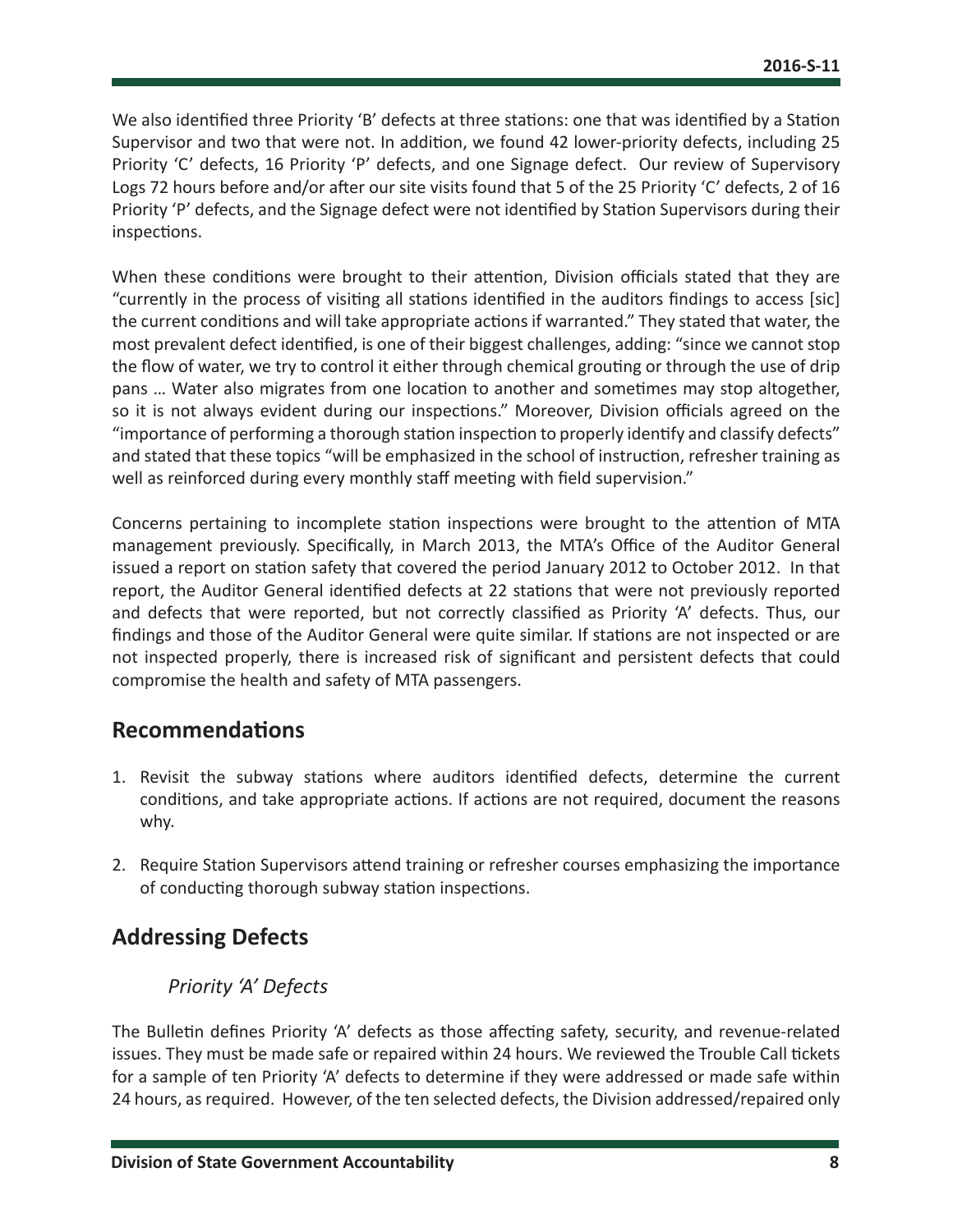We also identified three Priority 'B' defects at three stations: one that was identified by a Station Supervisor and two that were not. In addition, we found 42 lower-priority defects, including 25 Priority 'C' defects, 16 Priority 'P' defects, and one Signage defect. Our review of Supervisory Logs 72 hours before and/or after our site visits found that 5 of the 25 Priority 'C' defects, 2 of 16 Priority 'P' defects, and the Signage defect were not identified by Station Supervisors during their inspections.

When these conditions were brought to their attention, Division officials stated that they are "currently in the process of visiting all stations identified in the auditors findings to access [sic] the current conditions and will take appropriate actions if warranted." They stated that water, the most prevalent defect identified, is one of their biggest challenges, adding: "since we cannot stop the flow of water, we try to control it either through chemical grouting or through the use of drip pans … Water also migrates from one location to another and sometimes may stop altogether, so it is not always evident during our inspections." Moreover, Division officials agreed on the "importance of performing a thorough station inspection to properly identify and classify defects" and stated that these topics "will be emphasized in the school of instruction, refresher training as well as reinforced during every monthly staff meeting with field supervision."

Concerns pertaining to incomplete station inspections were brought to the attention of MTA management previously. Specifically, in March 2013, the MTA's Office of the Auditor General issued a report on station safety that covered the period January 2012 to October 2012. In that report, the Auditor General identified defects at 22 stations that were not previously reported and defects that were reported, but not correctly classified as Priority 'A' defects. Thus, our findings and those of the Auditor General were quite similar. If stations are not inspected or are not inspected properly, there is increased risk of significant and persistent defects that could compromise the health and safety of MTA passengers.

## Recommendations

1. Revisit the subway stations where auditors identified defects, determine the current conditions, and take appropriate actions. If actions are not required, document the reasons why.
2. Require Station Supervisors attend training or refresher courses emphasizing the importance of conducting thorough subway station inspections.

## Addressing Defects

### *Priority 'A' Defects*

The Bulletin defines Priority 'A' defects as those affecting safety, security, and revenue-related issues. They must be made safe or repaired within 24 hours. We reviewed the Trouble Call tickets for a sample of ten Priority 'A' defects to determine if they were addressed or made safe within 24 hours, as required. However, of the ten selected defects, the Division addressed/repaired only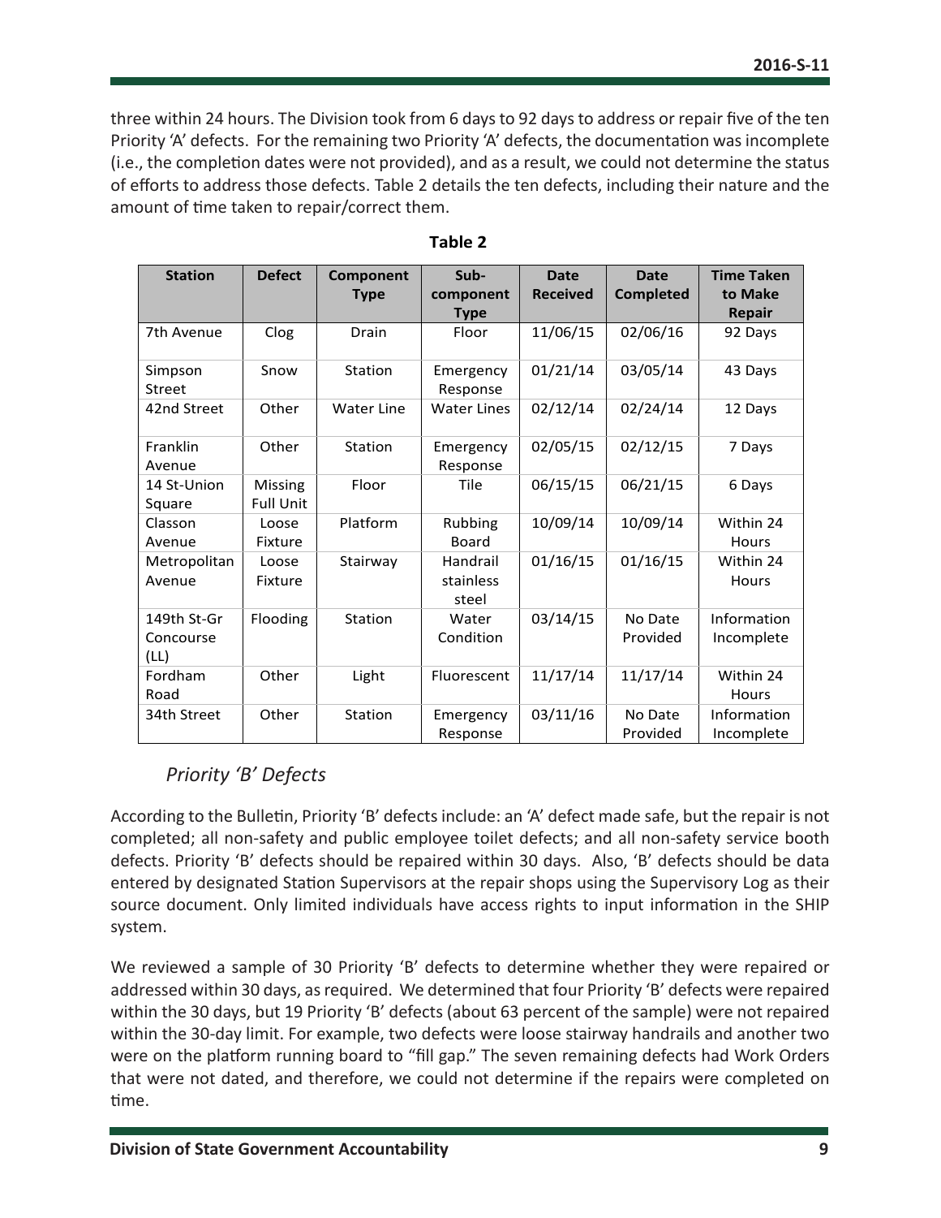three within 24 hours. The Division took from 6 days to 92 days to address or repair five of the ten Priority 'A' defects. For the remaining two Priority 'A' defects, the documentation was incomplete (i.e., the completion dates were not provided), and as a result, we could not determine the status of efforts to address those defects. Table 2 details the ten defects, including their nature and the amount of time taken to repair/correct them.

**Table 2**

| Station | Defect | Component Type | Sub-component Type | Date Received | Date Completed | Time Taken to Make Repair |
|---|---|---|---|---|---|---|
| 7th Avenue | Clog | Drain | Floor | 11/06/15 | 02/06/16 | 92 Days |
| Simpson Street | Snow | Station | Emergency Response | 01/21/14 | 03/05/14 | 43 Days |
| 42nd Street | Other | Water Line | Water Lines | 02/12/14 | 02/24/14 | 12 Days |
| Franklin Avenue | Other | Station | Emergency Response | 02/05/15 | 02/12/15 | 7 Days |
| 14 St-Union Square | Missing Full Unit | Floor | Tile | 06/15/15 | 06/21/15 | 6 Days |
| Classon Avenue | Loose Fixture | Platform | Rubbing Board | 10/09/14 | 10/09/14 | Within 24 Hours |
| Metropolitan Avenue | Loose Fixture | Stairway | Handrail stainless steel | 01/16/15 | 01/16/15 | Within 24 Hours |
| 149th St-Gr Concourse (LL) | Flooding | Station | Water Condition | 03/14/15 | No Date Provided | Information Incomplete |
| Fordham Road | Other | Light | Fluorescent | 11/17/14 | 11/17/14 | Within 24 Hours |
| 34th Street | Other | Station | Emergency Response | 03/11/16 | No Date Provided | Information Incomplete |

### *Priority 'B' Defects*

According to the Bulletin, Priority 'B' defects include: an 'A' defect made safe, but the repair is not completed; all non-safety and public employee toilet defects; and all non-safety service booth defects. Priority 'B' defects should be repaired within 30 days. Also, 'B' defects should be data entered by designated Station Supervisors at the repair shops using the Supervisory Log as their source document. Only limited individuals have access rights to input information in the SHIP system.

We reviewed a sample of 30 Priority 'B' defects to determine whether they were repaired or addressed within 30 days, as required. We determined that four Priority 'B' defects were repaired within the 30 days, but 19 Priority 'B' defects (about 63 percent of the sample) were not repaired within the 30-day limit. For example, two defects were loose stairway handrails and another two were on the platform running board to "fill gap." The seven remaining defects had Work Orders that were not dated, and therefore, we could not determine if the repairs were completed on time.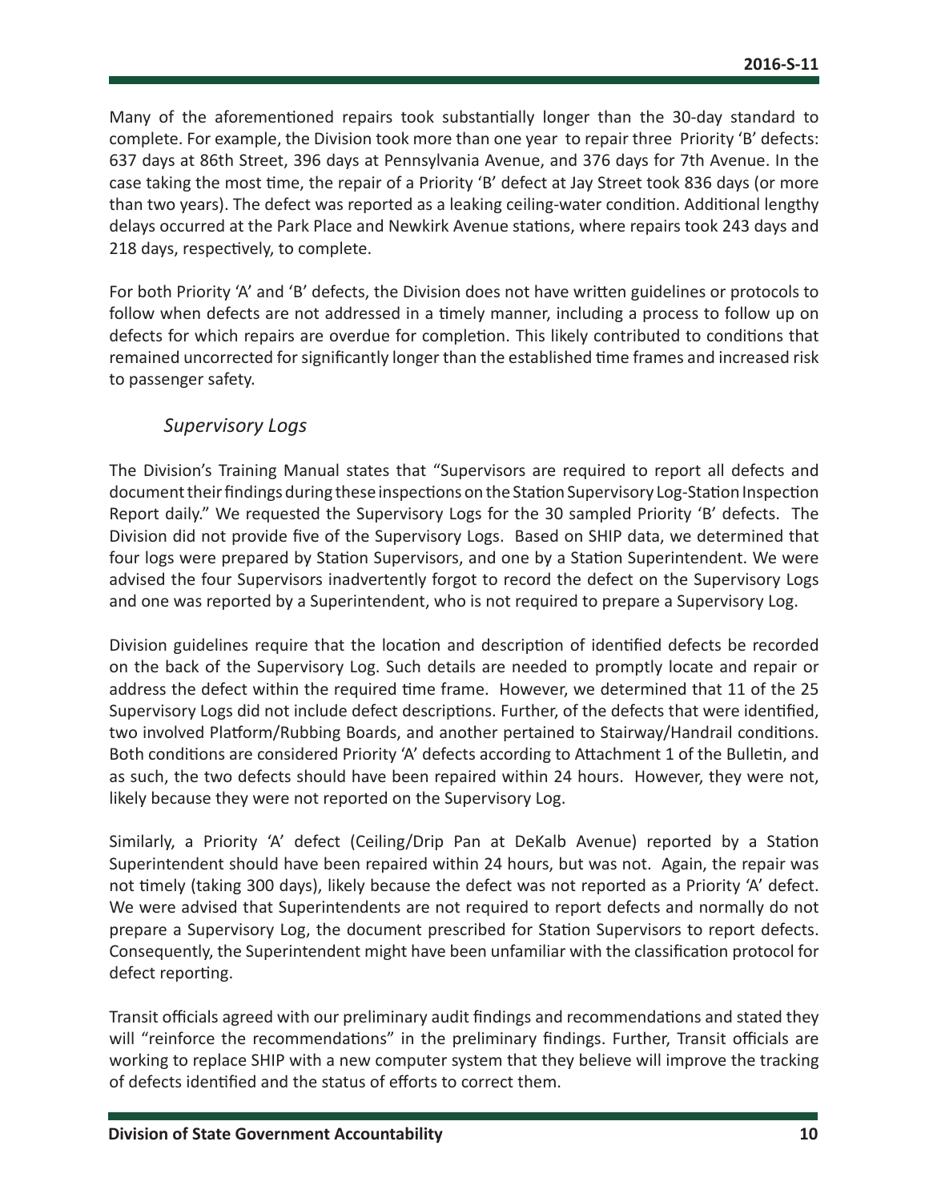Many of the aforementioned repairs took substantially longer than the 30-day standard to complete. For example, the Division took more than one year to repair three Priority 'B' defects: 637 days at 86th Street, 396 days at Pennsylvania Avenue, and 376 days for 7th Avenue. In the case taking the most time, the repair of a Priority 'B' defect at Jay Street took 836 days (or more than two years). The defect was reported as a leaking ceiling-water condition. Additional lengthy delays occurred at the Park Place and Newkirk Avenue stations, where repairs took 243 days and 218 days, respectively, to complete.

For both Priority 'A' and 'B' defects, the Division does not have written guidelines or protocols to follow when defects are not addressed in a timely manner, including a process to follow up on defects for which repairs are overdue for completion. This likely contributed to conditions that remained uncorrected for significantly longer than the established time frames and increased risk to passenger safety.

### *Supervisory Logs*

The Division's Training Manual states that "Supervisors are required to report all defects and document their findings during these inspections on the Station Supervisory Log-Station Inspection Report daily." We requested the Supervisory Logs for the 30 sampled Priority 'B' defects. The Division did not provide five of the Supervisory Logs. Based on SHIP data, we determined that four logs were prepared by Station Supervisors, and one by a Station Superintendent. We were advised the four Supervisors inadvertently forgot to record the defect on the Supervisory Logs and one was reported by a Superintendent, who is not required to prepare a Supervisory Log.

Division guidelines require that the location and description of identified defects be recorded on the back of the Supervisory Log. Such details are needed to promptly locate and repair or address the defect within the required time frame. However, we determined that 11 of the 25 Supervisory Logs did not include defect descriptions. Further, of the defects that were identified, two involved Platform/Rubbing Boards, and another pertained to Stairway/Handrail conditions. Both conditions are considered Priority 'A' defects according to Attachment 1 of the Bulletin, and as such, the two defects should have been repaired within 24 hours. However, they were not, likely because they were not reported on the Supervisory Log.

Similarly, a Priority 'A' defect (Ceiling/Drip Pan at DeKalb Avenue) reported by a Station Superintendent should have been repaired within 24 hours, but was not. Again, the repair was not timely (taking 300 days), likely because the defect was not reported as a Priority 'A' defect. We were advised that Superintendents are not required to report defects and normally do not prepare a Supervisory Log, the document prescribed for Station Supervisors to report defects. Consequently, the Superintendent might have been unfamiliar with the classification protocol for defect reporting.

Transit officials agreed with our preliminary audit findings and recommendations and stated they will "reinforce the recommendations" in the preliminary findings. Further, Transit officials are working to replace SHIP with a new computer system that they believe will improve the tracking of defects identified and the status of efforts to correct them.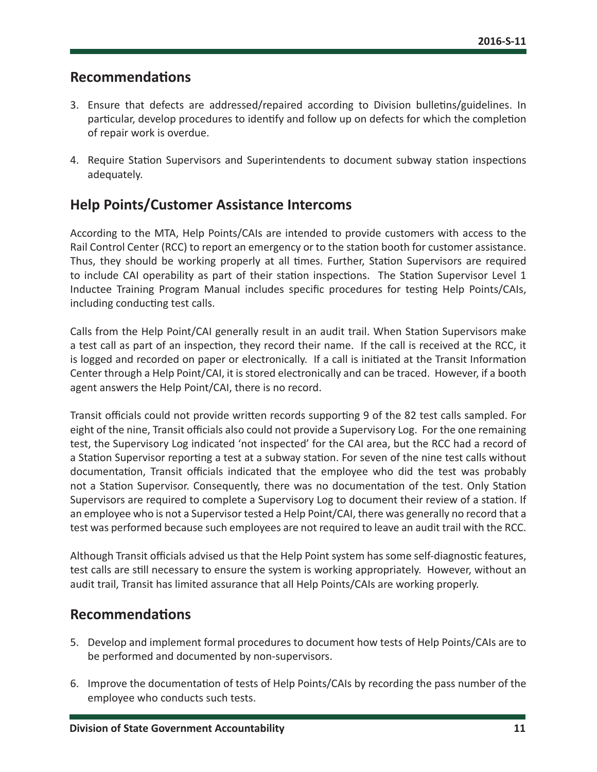## Recommendations

3. Ensure that defects are addressed/repaired according to Division bulletins/guidelines. In particular, develop procedures to identify and follow up on defects for which the completion of repair work is overdue.

4. Require Station Supervisors and Superintendents to document subway station inspections adequately.

## Help Points/Customer Assistance Intercoms

According to the MTA, Help Points/CAIs are intended to provide customers with access to the Rail Control Center (RCC) to report an emergency or to the station booth for customer assistance. Thus, they should be working properly at all times. Further, Station Supervisors are required to include CAI operability as part of their station inspections. The Station Supervisor Level 1 Inductee Training Program Manual includes specific procedures for testing Help Points/CAIs, including conducting test calls.

Calls from the Help Point/CAI generally result in an audit trail. When Station Supervisors make a test call as part of an inspection, they record their name. If the call is received at the RCC, it is logged and recorded on paper or electronically. If a call is initiated at the Transit Information Center through a Help Point/CAI, it is stored electronically and can be traced. However, if a booth agent answers the Help Point/CAI, there is no record.

Transit officials could not provide written records supporting 9 of the 82 test calls sampled. For eight of the nine, Transit officials also could not provide a Supervisory Log. For the one remaining test, the Supervisory Log indicated 'not inspected' for the CAI area, but the RCC had a record of a Station Supervisor reporting a test at a subway station. For seven of the nine test calls without documentation, Transit officials indicated that the employee who did the test was probably not a Station Supervisor. Consequently, there was no documentation of the test. Only Station Supervisors are required to complete a Supervisory Log to document their review of a station. If an employee who is not a Supervisor tested a Help Point/CAI, there was generally no record that a test was performed because such employees are not required to leave an audit trail with the RCC.

Although Transit officials advised us that the Help Point system has some self-diagnostic features, test calls are still necessary to ensure the system is working appropriately. However, without an audit trail, Transit has limited assurance that all Help Points/CAIs are working properly.

## Recommendations

5. Develop and implement formal procedures to document how tests of Help Points/CAIs are to be performed and documented by non-supervisors.

6. Improve the documentation of tests of Help Points/CAIs by recording the pass number of the employee who conducts such tests.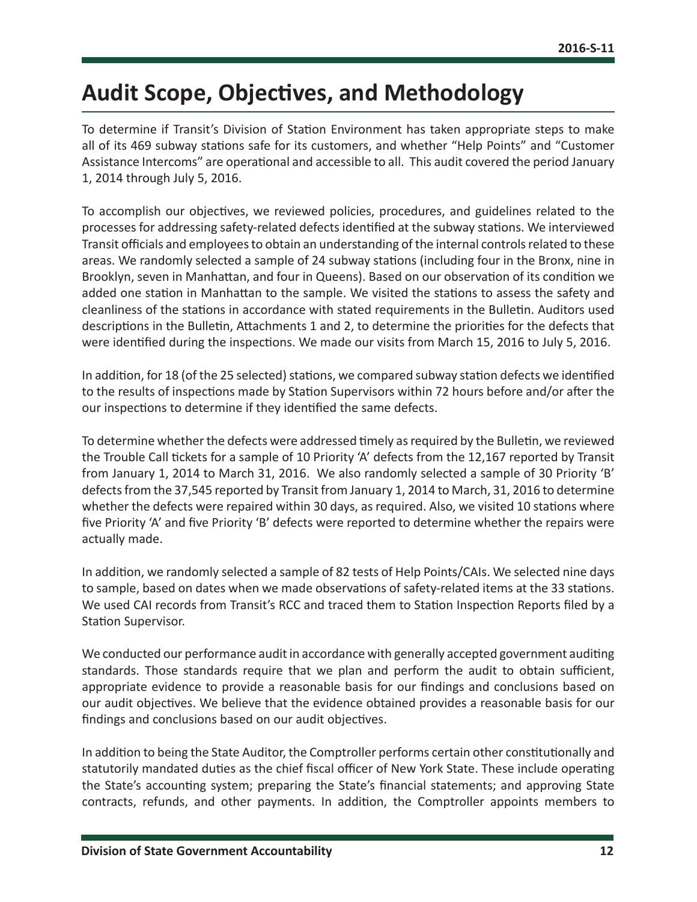# Audit Scope, Objectives, and Methodology

To determine if Transit's Division of Station Environment has taken appropriate steps to make all of its 469 subway stations safe for its customers, and whether "Help Points" and "Customer Assistance Intercoms" are operational and accessible to all. This audit covered the period January 1, 2014 through July 5, 2016.

To accomplish our objectives, we reviewed policies, procedures, and guidelines related to the processes for addressing safety-related defects identified at the subway stations. We interviewed Transit officials and employees to obtain an understanding of the internal controls related to these areas. We randomly selected a sample of 24 subway stations (including four in the Bronx, nine in Brooklyn, seven in Manhattan, and four in Queens). Based on our observation of its condition we added one station in Manhattan to the sample. We visited the stations to assess the safety and cleanliness of the stations in accordance with stated requirements in the Bulletin. Auditors used descriptions in the Bulletin, Attachments 1 and 2, to determine the priorities for the defects that were identified during the inspections. We made our visits from March 15, 2016 to July 5, 2016.

In addition, for 18 (of the 25 selected) stations, we compared subway station defects we identified to the results of inspections made by Station Supervisors within 72 hours before and/or after the our inspections to determine if they identified the same defects.

To determine whether the defects were addressed timely as required by the Bulletin, we reviewed the Trouble Call tickets for a sample of 10 Priority 'A' defects from the 12,167 reported by Transit from January 1, 2014 to March 31, 2016. We also randomly selected a sample of 30 Priority 'B' defects from the 37,545 reported by Transit from January 1, 2014 to March, 31, 2016 to determine whether the defects were repaired within 30 days, as required. Also, we visited 10 stations where five Priority 'A' and five Priority 'B' defects were reported to determine whether the repairs were actually made.

In addition, we randomly selected a sample of 82 tests of Help Points/CAIs. We selected nine days to sample, based on dates when we made observations of safety-related items at the 33 stations. We used CAI records from Transit's RCC and traced them to Station Inspection Reports filed by a Station Supervisor.

We conducted our performance audit in accordance with generally accepted government auditing standards. Those standards require that we plan and perform the audit to obtain sufficient, appropriate evidence to provide a reasonable basis for our findings and conclusions based on our audit objectives. We believe that the evidence obtained provides a reasonable basis for our findings and conclusions based on our audit objectives.

In addition to being the State Auditor, the Comptroller performs certain other constitutionally and statutorily mandated duties as the chief fiscal officer of New York State. These include operating the State's accounting system; preparing the State's financial statements; and approving State contracts, refunds, and other payments. In addition, the Comptroller appoints members to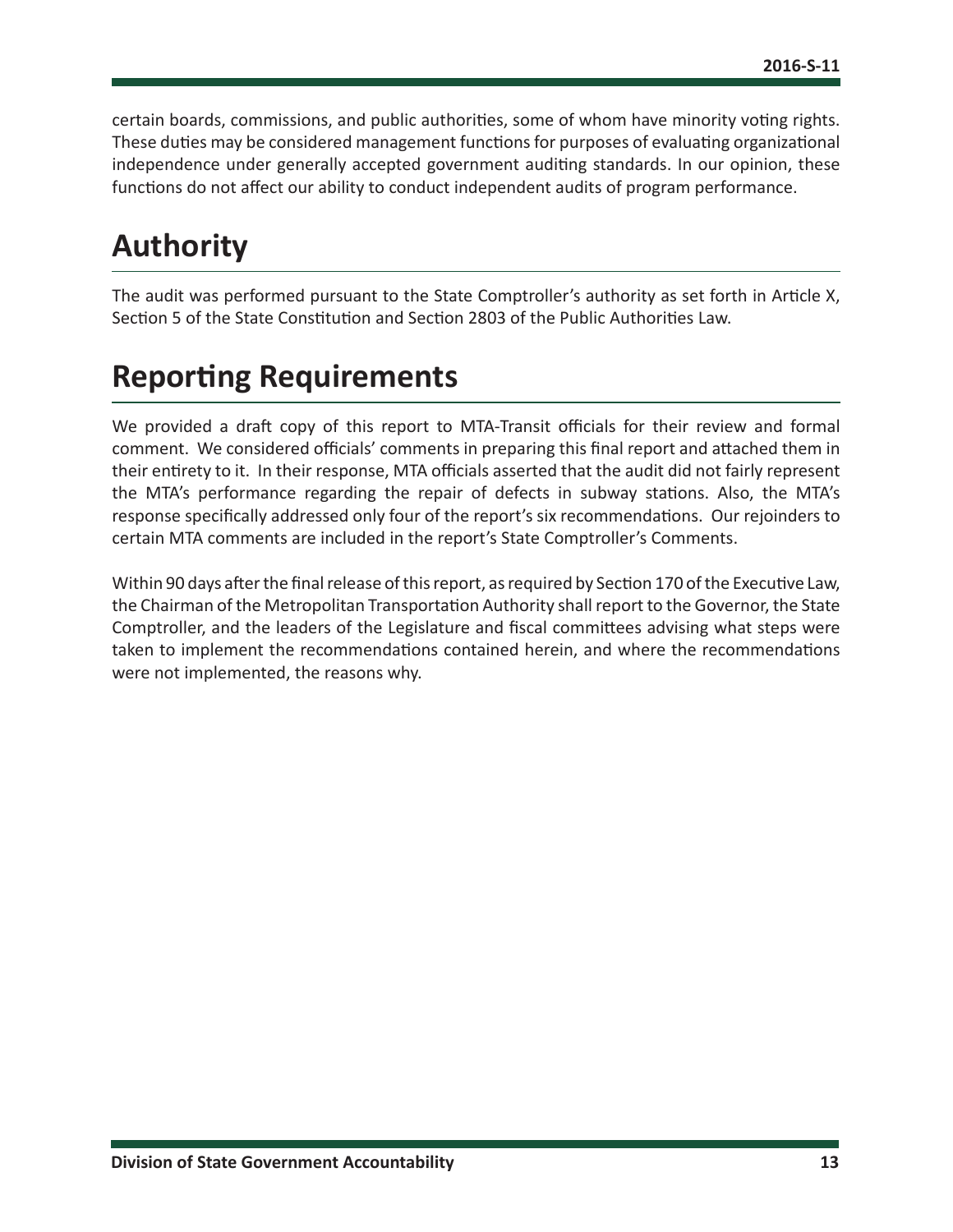certain boards, commissions, and public authorities, some of whom have minority voting rights. These duties may be considered management functions for purposes of evaluating organizational independence under generally accepted government auditing standards. In our opinion, these functions do not affect our ability to conduct independent audits of program performance.

# Authority

The audit was performed pursuant to the State Comptroller's authority as set forth in Article X, Section 5 of the State Constitution and Section 2803 of the Public Authorities Law.

# Reporting Requirements

We provided a draft copy of this report to MTA-Transit officials for their review and formal comment. We considered officials' comments in preparing this final report and attached them in their entirety to it. In their response, MTA officials asserted that the audit did not fairly represent the MTA's performance regarding the repair of defects in subway stations. Also, the MTA's response specifically addressed only four of the report's six recommendations. Our rejoinders to certain MTA comments are included in the report's State Comptroller's Comments.

Within 90 days after the final release of this report, as required by Section 170 of the Executive Law, the Chairman of the Metropolitan Transportation Authority shall report to the Governor, the State Comptroller, and the leaders of the Legislature and fiscal committees advising what steps were taken to implement the recommendations contained herein, and where the recommendations were not implemented, the reasons why.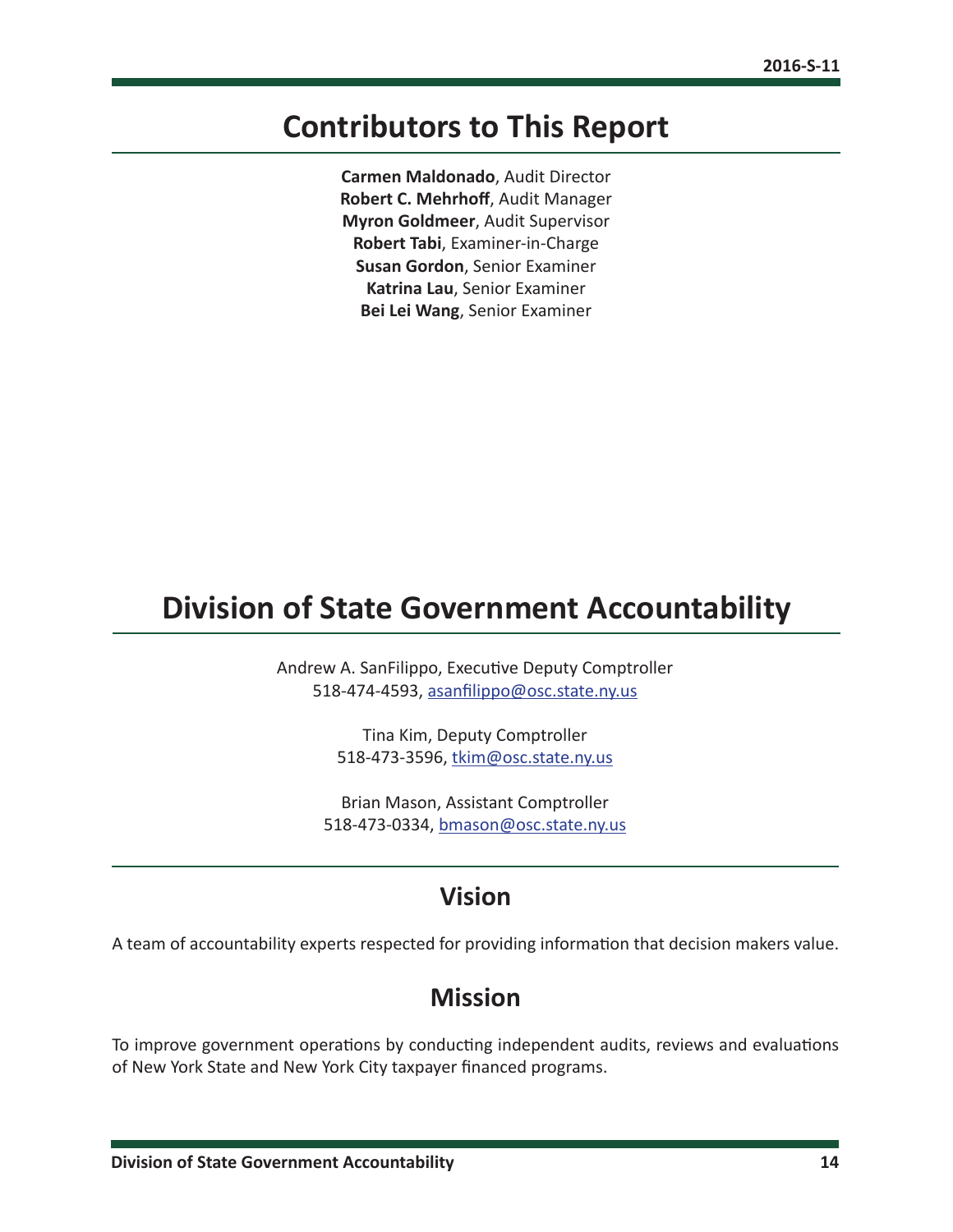## Contributors to This Report

**Carmen Maldonado**, Audit Director
**Robert C. Mehrhoff**, Audit Manager
**Myron Goldmeer**, Audit Supervisor
**Robert Tabi**, Examiner-in-Charge
**Susan Gordon**, Senior Examiner
**Katrina Lau**, Senior Examiner
**Bei Lei Wang**, Senior Examiner

## Division of State Government Accountability

Andrew A. SanFilippo, Executive Deputy Comptroller
518-474-4593, asanfilippo@osc.state.ny.us

Tina Kim, Deputy Comptroller
518-473-3596, tkim@osc.state.ny.us

Brian Mason, Assistant Comptroller
518-473-0334, bmason@osc.state.ny.us

### Vision

A team of accountability experts respected for providing information that decision makers value.

### Mission

To improve government operations by conducting independent audits, reviews and evaluations of New York State and New York City taxpayer financed programs.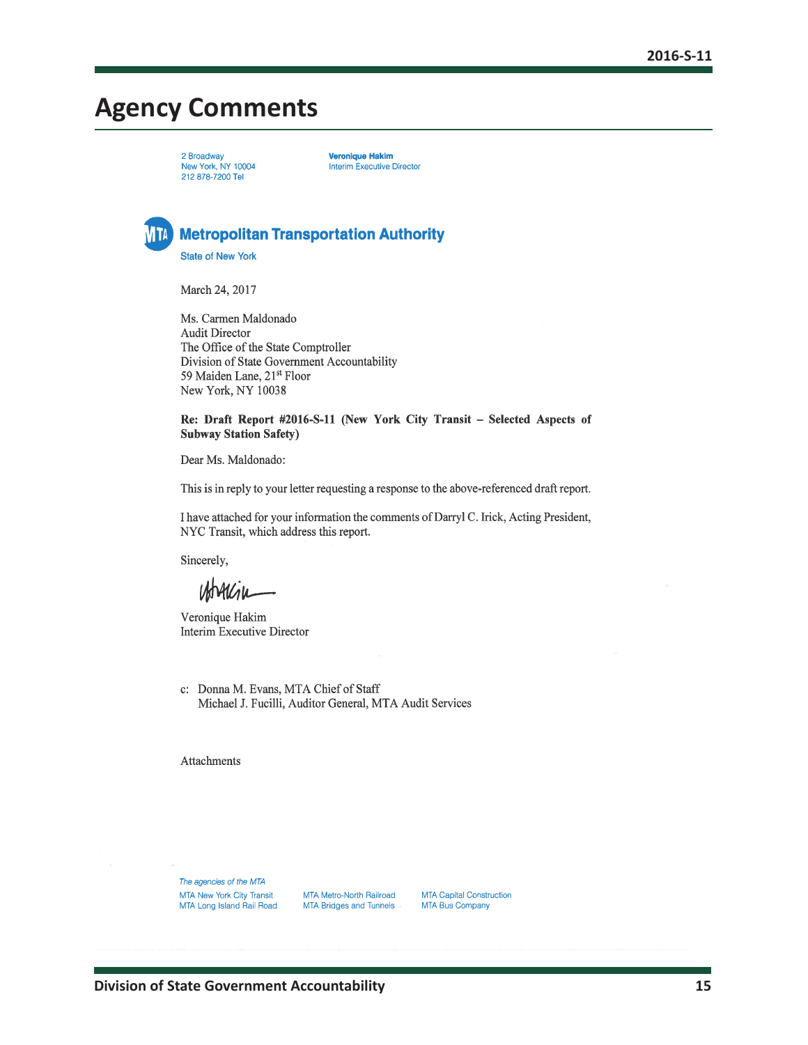# Agency Comments

2 Broadway
New York, NY 10004
212 878-7200 Tel

**Veronique Hakim**
Interim Executive Director

**Metropolitan Transportation Authority**
State of New York

March 24, 2017

Ms. Carmen Maldonado
Audit Director
The Office of the State Comptroller
Division of State Government Accountability
59 Maiden Lane, 21st Floor
New York, NY 10038

**Re: Draft Report #2016-S-11 (New York City Transit – Selected Aspects of Subway Station Safety)**

Dear Ms. Maldonado:

This is in reply to your letter requesting a response to the above-referenced draft report.

I have attached for your information the comments of Darryl C. Irick, Acting President, NYC Transit, which address this report.

Sincerely,

Veronique Hakim
Interim Executive Director

c: Donna M. Evans, MTA Chief of Staff
Michael J. Fucilli, Auditor General, MTA Audit Services

Attachments

*The agencies of the MTA*

MTA New York City Transit
MTA Long Island Rail Road
MTA Metro-North Railroad
MTA Bridges and Tunnels
MTA Capital Construction
MTA Bus Company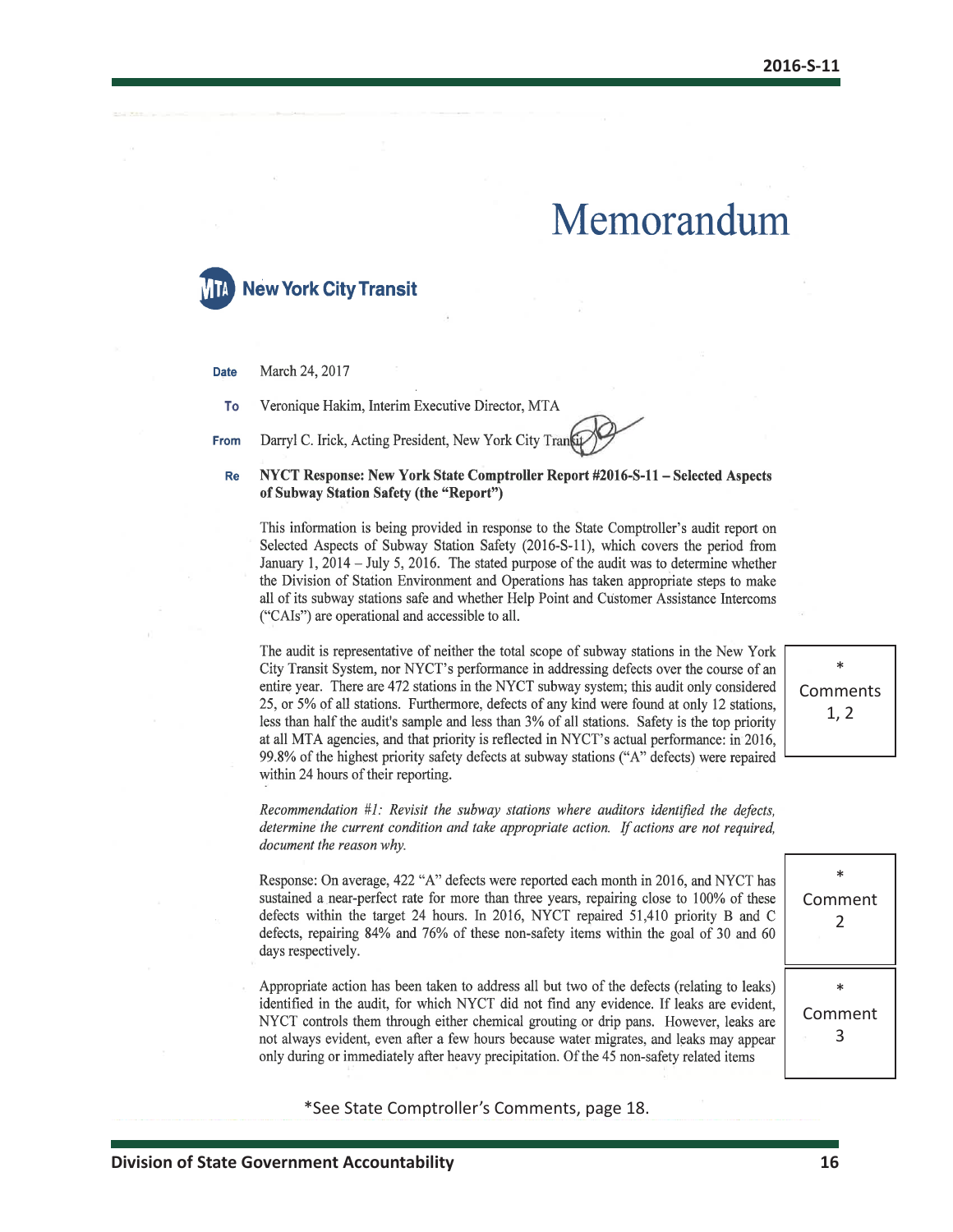# Memorandum

**New York City Transit**

**Date** March 24, 2017

**To** Veronique Hakim, Interim Executive Director, MTA

**From** Darryl C. Irick, Acting President, New York City Transit

**Re** **NYCT Response: New York State Comptroller Report #2016-S-11 – Selected Aspects of Subway Station Safety (the "Report")**

This information is being provided in response to the State Comptroller's audit report on Selected Aspects of Subway Station Safety (2016-S-11), which covers the period from January 1, 2014 – July 5, 2016. The stated purpose of the audit was to determine whether the Division of Station Environment and Operations has taken appropriate steps to make all of its subway stations safe and whether Help Point and Customer Assistance Intercoms ("CAIs") are operational and accessible to all.

The audit is representative of neither the total scope of subway stations in the New York City Transit System, nor NYCT's performance in addressing defects over the course of an entire year. There are 472 stations in the NYCT subway system; this audit only considered 25, or 5% of all stations. Furthermore, defects of any kind were found at only 12 stations, less than half the audit's sample and less than 3% of all stations. Safety is the top priority at all MTA agencies, and that priority is reflected in NYCT's actual performance: in 2016, 99.8% of the highest priority safety defects at subway stations ("A" defects) were repaired within 24 hours of their reporting.

\* Comments 1, 2

*Recommendation #1: Revisit the subway stations where auditors identified the defects, determine the current condition and take appropriate action. If actions are not required, document the reason why.*

Response: On average, 422 "A" defects were reported each month in 2016, and NYCT has sustained a near-perfect rate for more than three years, repairing close to 100% of these defects within the target 24 hours. In 2016, NYCT repaired 51,410 priority B and C defects, repairing 84% and 76% of these non-safety items within the goal of 30 and 60 days respectively.

\* Comment 2

Appropriate action has been taken to address all but two of the defects (relating to leaks) identified in the audit, for which NYCT did not find any evidence. If leaks are evident, NYCT controls them through either chemical grouting or drip pans. However, leaks are not always evident, even after a few hours because water migrates, and leaks may appear only during or immediately after heavy precipitation. Of the 45 non-safety related items

\* Comment 3

\*See State Comptroller's Comments, page 18.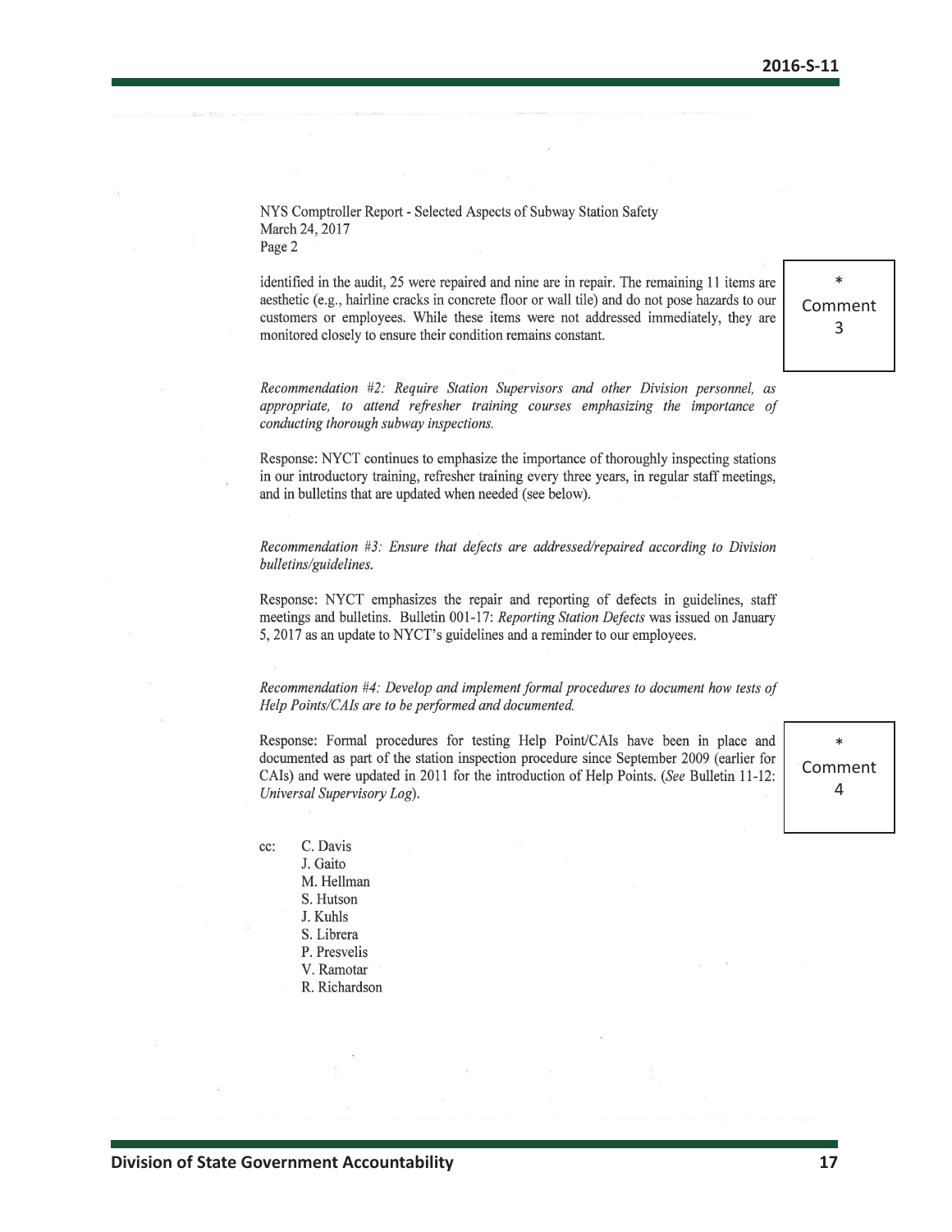NYS Comptroller Report - Selected Aspects of Subway Station Safety
March 24, 2017
Page 2

identified in the audit, 25 were repaired and nine are in repair. The remaining 11 items are aesthetic (e.g., hairline cracks in concrete floor or wall tile) and do not pose hazards to our customers or employees. While these items were not addressed immediately, they are monitored closely to ensure their condition remains constant.

\* Comment 3

*Recommendation #2: Require Station Supervisors and other Division personnel, as appropriate, to attend refresher training courses emphasizing the importance of conducting thorough subway inspections.*

Response: NYCT continues to emphasize the importance of thoroughly inspecting stations in our introductory training, refresher training every three years, in regular staff meetings, and in bulletins that are updated when needed (see below).

*Recommendation #3: Ensure that defects are addressed/repaired according to Division bulletins/guidelines.*

Response: NYCT emphasizes the repair and reporting of defects in guidelines, staff meetings and bulletins. Bulletin 001-17: *Reporting Station Defects* was issued on January 5, 2017 as an update to NYCT's guidelines and a reminder to our employees.

*Recommendation #4: Develop and implement formal procedures to document how tests of Help Points/CAIs are to be performed and documented.*

Response: Formal procedures for testing Help Point/CAIs have been in place and documented as part of the station inspection procedure since September 2009 (earlier for CAIs) and were updated in 2011 for the introduction of Help Points. (*See* Bulletin 11-12: *Universal Supervisory Log*).

\* Comment 4

cc: C. Davis
J. Gaito
M. Hellman
S. Hutson
J. Kuhls
S. Librera
P. Presvelis
V. Ramotar
R. Richardson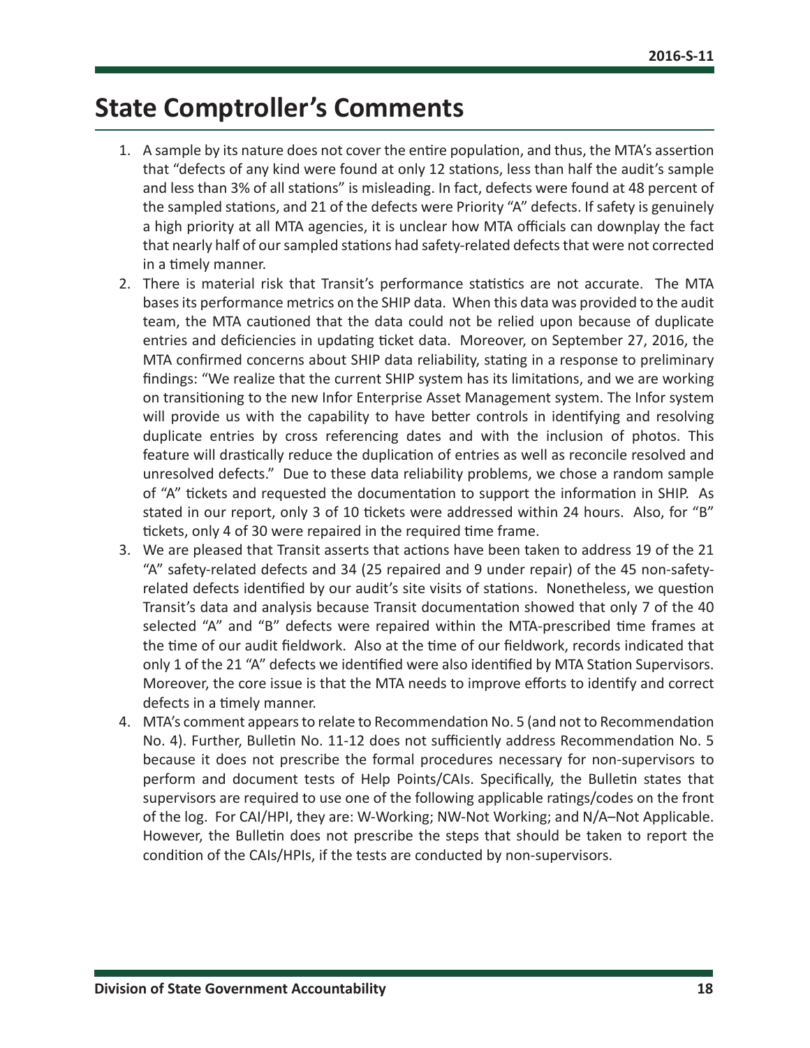# State Comptroller's Comments

1. A sample by its nature does not cover the entire population, and thus, the MTA's assertion that "defects of any kind were found at only 12 stations, less than half the audit's sample and less than 3% of all stations" is misleading. In fact, defects were found at 48 percent of the sampled stations, and 21 of the defects were Priority "A" defects. If safety is genuinely a high priority at all MTA agencies, it is unclear how MTA officials can downplay the fact that nearly half of our sampled stations had safety-related defects that were not corrected in a timely manner.
2. There is material risk that Transit's performance statistics are not accurate. The MTA bases its performance metrics on the SHIP data. When this data was provided to the audit team, the MTA cautioned that the data could not be relied upon because of duplicate entries and deficiencies in updating ticket data. Moreover, on September 27, 2016, the MTA confirmed concerns about SHIP data reliability, stating in a response to preliminary findings: "We realize that the current SHIP system has its limitations, and we are working on transitioning to the new Infor Enterprise Asset Management system. The Infor system will provide us with the capability to have better controls in identifying and resolving duplicate entries by cross referencing dates and with the inclusion of photos. This feature will drastically reduce the duplication of entries as well as reconcile resolved and unresolved defects." Due to these data reliability problems, we chose a random sample of "A" tickets and requested the documentation to support the information in SHIP. As stated in our report, only 3 of 10 tickets were addressed within 24 hours. Also, for "B" tickets, only 4 of 30 were repaired in the required time frame.
3. We are pleased that Transit asserts that actions have been taken to address 19 of the 21 "A" safety-related defects and 34 (25 repaired and 9 under repair) of the 45 non-safety-related defects identified by our audit's site visits of stations. Nonetheless, we question Transit's data and analysis because Transit documentation showed that only 7 of the 40 selected "A" and "B" defects were repaired within the MTA-prescribed time frames at the time of our audit fieldwork. Also at the time of our fieldwork, records indicated that only 1 of the 21 "A" defects we identified were also identified by MTA Station Supervisors. Moreover, the core issue is that the MTA needs to improve efforts to identify and correct defects in a timely manner.
4. MTA's comment appears to relate to Recommendation No. 5 (and not to Recommendation No. 4). Further, Bulletin No. 11-12 does not sufficiently address Recommendation No. 5 because it does not prescribe the formal procedures necessary for non-supervisors to perform and document tests of Help Points/CAIs. Specifically, the Bulletin states that supervisors are required to use one of the following applicable ratings/codes on the front of the log. For CAI/HPI, they are: W-Working; NW-Not Working; and N/A–Not Applicable. However, the Bulletin does not prescribe the steps that should be taken to report the condition of the CAIs/HPIs, if the tests are conducted by non-supervisors.